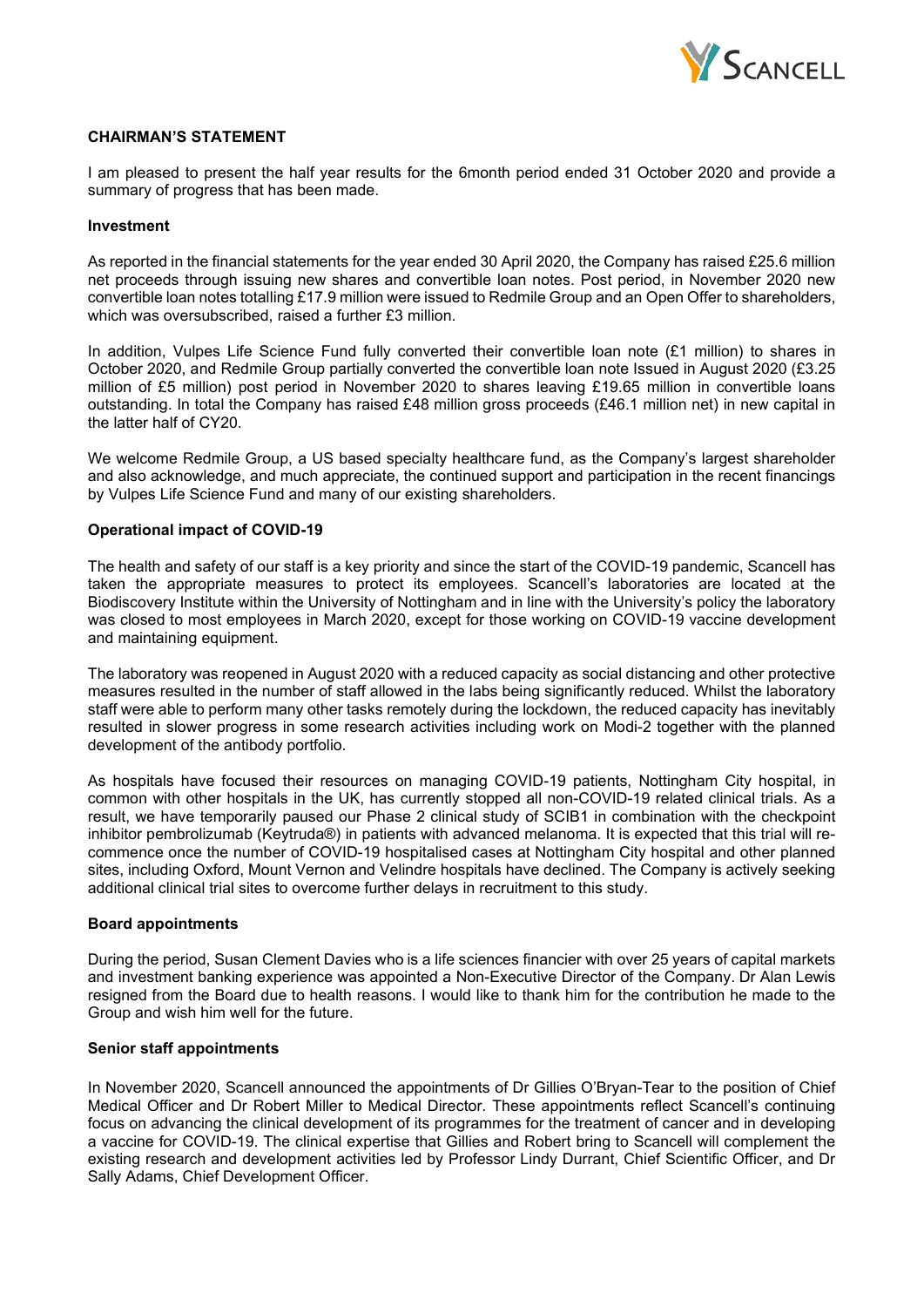## CHAIRMAN'S STATEMENT

I am pleased to present the half year results for the 6month period ended 31 October 2020 and provide a summary of progress that has been made.

### Investment

As reported in the financial statements for the year ended 30 April 2020, the Company has raised £25.6 million net proceeds through issuing new shares and convertible loan notes. Post period, in November 2020 new convertible loan notes totalling £17.9 million were issued to Redmile Group and an Open Offer to shareholders, which was oversubscribed, raised a further £3 million.

In addition, Vulpes Life Science Fund fully converted their convertible loan note (£1 million) to shares in October 2020, and Redmile Group partially converted the convertible loan note Issued in August 2020 (£3.25 million of £5 million) post period in November 2020 to shares leaving £19.65 million in convertible loans outstanding. In total the Company has raised £48 million gross proceeds (£46.1 million net) in new capital in the latter half of CY20.

We welcome Redmile Group, a US based specialty healthcare fund, as the Company's largest shareholder and also acknowledge, and much appreciate, the continued support and participation in the recent financings by Vulpes Life Science Fund and many of our existing shareholders.

### Operational impact of COVID-19

The health and safety of our staff is a key priority and since the start of the COVID-19 pandemic, Scancell has taken the appropriate measures to protect its employees. Scancell's laboratories are located at the Biodiscovery Institute within the University of Nottingham and in line with the University's policy the laboratory was closed to most employees in March 2020, except for those working on COVID-19 vaccine development and maintaining equipment.

The laboratory was reopened in August 2020 with a reduced capacity as social distancing and other protective measures resulted in the number of staff allowed in the labs being significantly reduced. Whilst the laboratory staff were able to perform many other tasks remotely during the lockdown, the reduced capacity has inevitably resulted in slower progress in some research activities including work on Modi-2 together with the planned development of the antibody portfolio.

As hospitals have focused their resources on managing COVID-19 patients, Nottingham City hospital, in common with other hospitals in the UK, has currently stopped all non-COVID-19 related clinical trials. As a result, we have temporarily paused our Phase 2 clinical study of SCIB1 in combination with the checkpoint inhibitor pembrolizumab (Keytruda®) in patients with advanced melanoma. It is expected that this trial will re-commence once the number of COVID-19 hospitalised cases at Nottingham City hospital and other planned sites, including Oxford, Mount Vernon and Velindre hospitals have declined. The Company is actively seeking additional clinical trial sites to overcome further delays in recruitment to this study.

### Board appointments

During the period, Susan Clement Davies who is a life sciences financier with over 25 years of capital markets and investment banking experience was appointed a Non-Executive Director of the Company. Dr Alan Lewis resigned from the Board due to health reasons. I would like to thank him for the contribution he made to the Group and wish him well for the future.

### Senior staff appointments

In November 2020, Scancell announced the appointments of Dr Gillies O'Bryan-Tear to the position of Chief Medical Officer and Dr Robert Miller to Medical Director. These appointments reflect Scancell's continuing focus on advancing the clinical development of its programmes for the treatment of cancer and in developing a vaccine for COVID-19. The clinical expertise that Gillies and Robert bring to Scancell will complement the existing research and development activities led by Professor Lindy Durrant, Chief Scientific Officer, and Dr Sally Adams, Chief Development Officer.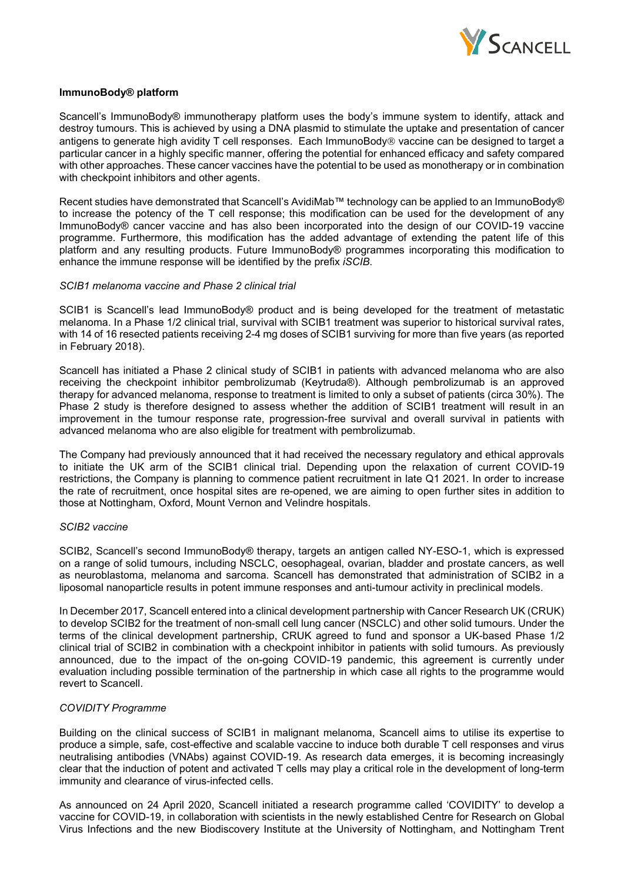**ImmunoBody® platform**

Scancell's ImmunoBody® immunotherapy platform uses the body's immune system to identify, attack and destroy tumours. This is achieved by using a DNA plasmid to stimulate the uptake and presentation of cancer antigens to generate high avidity T cell responses. Each ImmunoBody® vaccine can be designed to target a particular cancer in a highly specific manner, offering the potential for enhanced efficacy and safety compared with other approaches. These cancer vaccines have the potential to be used as monotherapy or in combination with checkpoint inhibitors and other agents.

Recent studies have demonstrated that Scancell's AvidiMab™ technology can be applied to an ImmunoBody® to increase the potency of the T cell response; this modification can be used for the development of any ImmunoBody® cancer vaccine and has also been incorporated into the design of our COVID-19 vaccine programme. Furthermore, this modification has the added advantage of extending the patent life of this platform and any resulting products. Future ImmunoBody® programmes incorporating this modification to enhance the immune response will be identified by the prefix *iSCIB*.

*SCIB1 melanoma vaccine and Phase 2 clinical trial*

SCIB1 is Scancell's lead ImmunoBody® product and is being developed for the treatment of metastatic melanoma. In a Phase 1/2 clinical trial, survival with SCIB1 treatment was superior to historical survival rates, with 14 of 16 resected patients receiving 2-4 mg doses of SCIB1 surviving for more than five years (as reported in February 2018).

Scancell has initiated a Phase 2 clinical study of SCIB1 in patients with advanced melanoma who are also receiving the checkpoint inhibitor pembrolizumab (Keytruda®). Although pembrolizumab is an approved therapy for advanced melanoma, response to treatment is limited to only a subset of patients (circa 30%). The Phase 2 study is therefore designed to assess whether the addition of SCIB1 treatment will result in an improvement in the tumour response rate, progression-free survival and overall survival in patients with advanced melanoma who are also eligible for treatment with pembrolizumab.

The Company had previously announced that it had received the necessary regulatory and ethical approvals to initiate the UK arm of the SCIB1 clinical trial. Depending upon the relaxation of current COVID-19 restrictions, the Company is planning to commence patient recruitment in late Q1 2021. In order to increase the rate of recruitment, once hospital sites are re-opened, we are aiming to open further sites in addition to those at Nottingham, Oxford, Mount Vernon and Velindre hospitals.

*SCIB2 vaccine*

SCIB2, Scancell's second ImmunoBody® therapy, targets an antigen called NY-ESO-1, which is expressed on a range of solid tumours, including NSCLC, oesophageal, ovarian, bladder and prostate cancers, as well as neuroblastoma, melanoma and sarcoma. Scancell has demonstrated that administration of SCIB2 in a liposomal nanoparticle results in potent immune responses and anti-tumour activity in preclinical models.

In December 2017, Scancell entered into a clinical development partnership with Cancer Research UK (CRUK) to develop SCIB2 for the treatment of non-small cell lung cancer (NSCLC) and other solid tumours. Under the terms of the clinical development partnership, CRUK agreed to fund and sponsor a UK-based Phase 1/2 clinical trial of SCIB2 in combination with a checkpoint inhibitor in patients with solid tumours. As previously announced, due to the impact of the on-going COVID-19 pandemic, this agreement is currently under evaluation including possible termination of the partnership in which case all rights to the programme would revert to Scancell.

*COVIDITY Programme*

Building on the clinical success of SCIB1 in malignant melanoma, Scancell aims to utilise its expertise to produce a simple, safe, cost-effective and scalable vaccine to induce both durable T cell responses and virus neutralising antibodies (VNAbs) against COVID-19. As research data emerges, it is becoming increasingly clear that the induction of potent and activated T cells may play a critical role in the development of long-term immunity and clearance of virus-infected cells.

As announced on 24 April 2020, Scancell initiated a research programme called 'COVIDITY' to develop a vaccine for COVID-19, in collaboration with scientists in the newly established Centre for Research on Global Virus Infections and the new Biodiscovery Institute at the University of Nottingham, and Nottingham Trent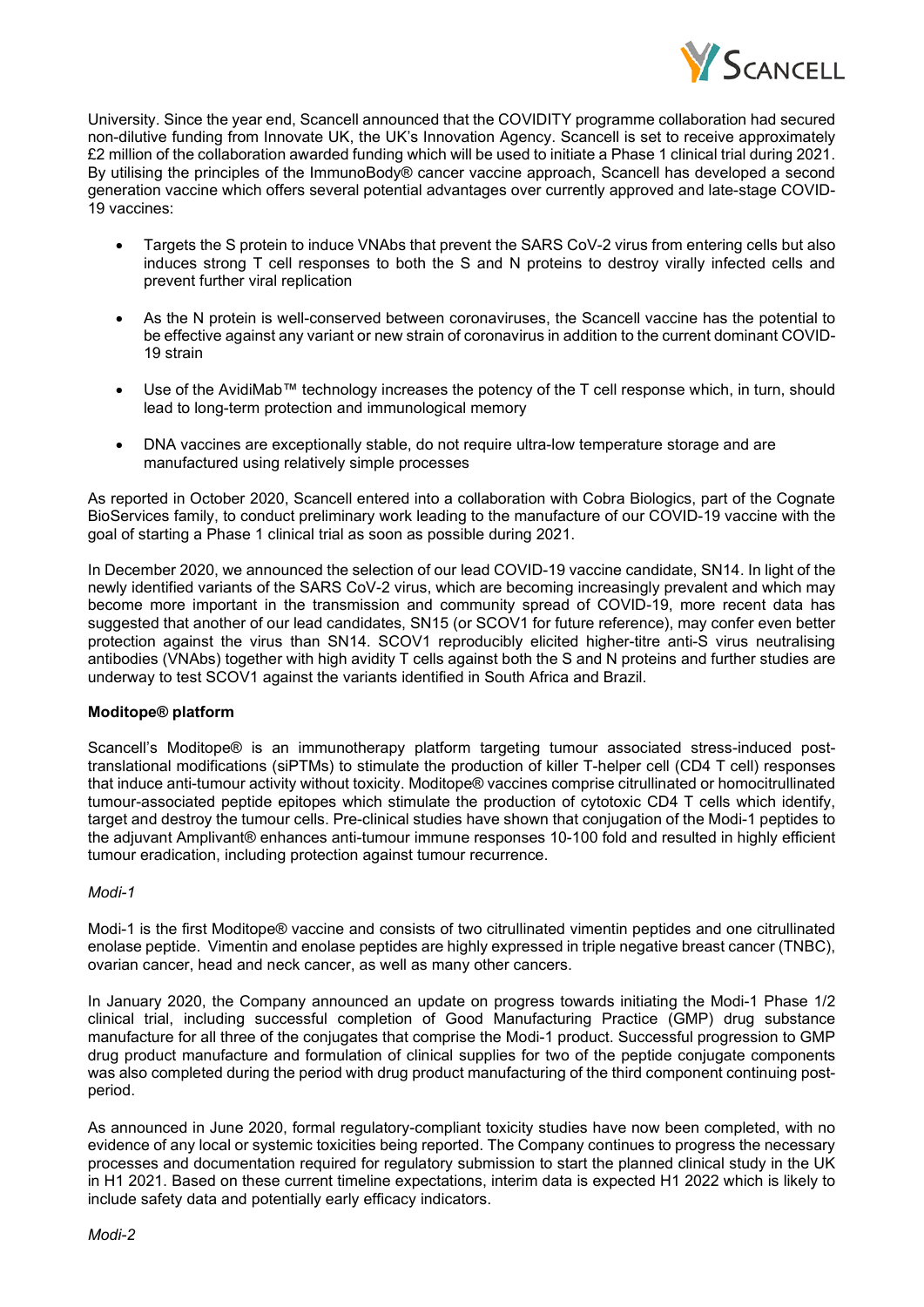University. Since the year end, Scancell announced that the COVIDITY programme collaboration had secured non-dilutive funding from Innovate UK, the UK's Innovation Agency. Scancell is set to receive approximately £2 million of the collaboration awarded funding which will be used to initiate a Phase 1 clinical trial during 2021. By utilising the principles of the ImmunoBody® cancer vaccine approach, Scancell has developed a second generation vaccine which offers several potential advantages over currently approved and late-stage COVID-19 vaccines:

- Targets the S protein to induce VNAbs that prevent the SARS CoV-2 virus from entering cells but also induces strong T cell responses to both the S and N proteins to destroy virally infected cells and prevent further viral replication
- As the N protein is well-conserved between coronaviruses, the Scancell vaccine has the potential to be effective against any variant or new strain of coronavirus in addition to the current dominant COVID-19 strain
- Use of the AvidiMab™ technology increases the potency of the T cell response which, in turn, should lead to long-term protection and immunological memory
- DNA vaccines are exceptionally stable, do not require ultra-low temperature storage and are manufactured using relatively simple processes

As reported in October 2020, Scancell entered into a collaboration with Cobra Biologics, part of the Cognate BioServices family, to conduct preliminary work leading to the manufacture of our COVID-19 vaccine with the goal of starting a Phase 1 clinical trial as soon as possible during 2021.

In December 2020, we announced the selection of our lead COVID-19 vaccine candidate, SN14. In light of the newly identified variants of the SARS CoV-2 virus, which are becoming increasingly prevalent and which may become more important in the transmission and community spread of COVID-19, more recent data has suggested that another of our lead candidates, SN15 (or SCOV1 for future reference), may confer even better protection against the virus than SN14. SCOV1 reproducibly elicited higher-titre anti-S virus neutralising antibodies (VNAbs) together with high avidity T cells against both the S and N proteins and further studies are underway to test SCOV1 against the variants identified in South Africa and Brazil.

**Moditope® platform**

Scancell's Moditope® is an immunotherapy platform targeting tumour associated stress-induced post-translational modifications (siPTMs) to stimulate the production of killer T-helper cell (CD4 T cell) responses that induce anti-tumour activity without toxicity. Moditope® vaccines comprise citrullinated or homocitrullinated tumour-associated peptide epitopes which stimulate the production of cytotoxic CD4 T cells which identify, target and destroy the tumour cells. Pre-clinical studies have shown that conjugation of the Modi-1 peptides to the adjuvant Amplivant® enhances anti-tumour immune responses 10-100 fold and resulted in highly efficient tumour eradication, including protection against tumour recurrence.

*Modi-1*

Modi-1 is the first Moditope® vaccine and consists of two citrullinated vimentin peptides and one citrullinated enolase peptide. Vimentin and enolase peptides are highly expressed in triple negative breast cancer (TNBC), ovarian cancer, head and neck cancer, as well as many other cancers.

In January 2020, the Company announced an update on progress towards initiating the Modi-1 Phase 1/2 clinical trial, including successful completion of Good Manufacturing Practice (GMP) drug substance manufacture for all three of the conjugates that comprise the Modi-1 product. Successful progression to GMP drug product manufacture and formulation of clinical supplies for two of the peptide conjugate components was also completed during the period with drug product manufacturing of the third component continuing post-period.

As announced in June 2020, formal regulatory-compliant toxicity studies have now been completed, with no evidence of any local or systemic toxicities being reported. The Company continues to progress the necessary processes and documentation required for regulatory submission to start the planned clinical study in the UK in H1 2021. Based on these current timeline expectations, interim data is expected H1 2022 which is likely to include safety data and potentially early efficacy indicators.

*Modi-2*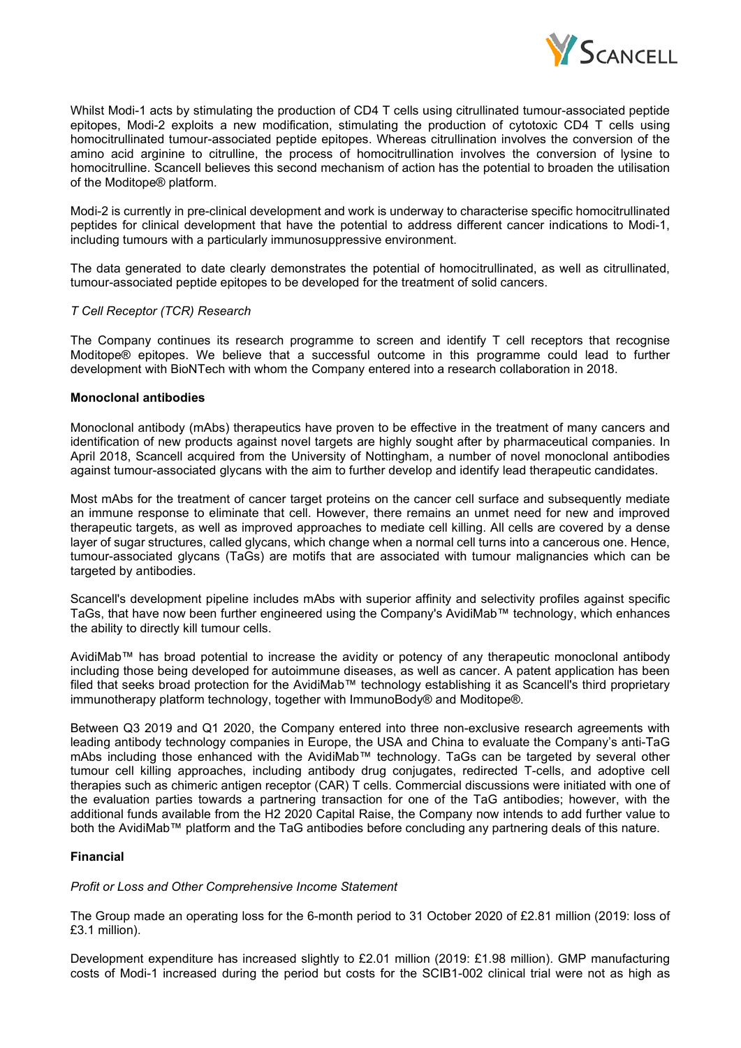Whilst Modi-1 acts by stimulating the production of CD4 T cells using citrullinated tumour-associated peptide epitopes, Modi-2 exploits a new modification, stimulating the production of cytotoxic CD4 T cells using homocitrullinated tumour-associated peptide epitopes. Whereas citrullination involves the conversion of the amino acid arginine to citrulline, the process of homocitrullination involves the conversion of lysine to homocitrulline. Scancell believes this second mechanism of action has the potential to broaden the utilisation of the Moditope® platform.

Modi-2 is currently in pre-clinical development and work is underway to characterise specific homocitrullinated peptides for clinical development that have the potential to address different cancer indications to Modi-1, including tumours with a particularly immunosuppressive environment.

The data generated to date clearly demonstrates the potential of homocitrullinated, as well as citrullinated, tumour-associated peptide epitopes to be developed for the treatment of solid cancers.

*T Cell Receptor (TCR) Research*

The Company continues its research programme to screen and identify T cell receptors that recognise Moditope® epitopes. We believe that a successful outcome in this programme could lead to further development with BioNTech with whom the Company entered into a research collaboration in 2018.

**Monoclonal antibodies**

Monoclonal antibody (mAbs) therapeutics have proven to be effective in the treatment of many cancers and identification of new products against novel targets are highly sought after by pharmaceutical companies. In April 2018, Scancell acquired from the University of Nottingham, a number of novel monoclonal antibodies against tumour-associated glycans with the aim to further develop and identify lead therapeutic candidates.

Most mAbs for the treatment of cancer target proteins on the cancer cell surface and subsequently mediate an immune response to eliminate that cell. However, there remains an unmet need for new and improved therapeutic targets, as well as improved approaches to mediate cell killing. All cells are covered by a dense layer of sugar structures, called glycans, which change when a normal cell turns into a cancerous one. Hence, tumour-associated glycans (TaGs) are motifs that are associated with tumour malignancies which can be targeted by antibodies.

Scancell's development pipeline includes mAbs with superior affinity and selectivity profiles against specific TaGs, that have now been further engineered using the Company's AvidiMab™ technology, which enhances the ability to directly kill tumour cells.

AvidiMab™ has broad potential to increase the avidity or potency of any therapeutic monoclonal antibody including those being developed for autoimmune diseases, as well as cancer. A patent application has been filed that seeks broad protection for the AvidiMab™ technology establishing it as Scancell's third proprietary immunotherapy platform technology, together with ImmunoBody® and Moditope®.

Between Q3 2019 and Q1 2020, the Company entered into three non-exclusive research agreements with leading antibody technology companies in Europe, the USA and China to evaluate the Company's anti-TaG mAbs including those enhanced with the AvidiMab™ technology. TaGs can be targeted by several other tumour cell killing approaches, including antibody drug conjugates, redirected T-cells, and adoptive cell therapies such as chimeric antigen receptor (CAR) T cells. Commercial discussions were initiated with one of the evaluation parties towards a partnering transaction for one of the TaG antibodies; however, with the additional funds available from the H2 2020 Capital Raise, the Company now intends to add further value to both the AvidiMab™ platform and the TaG antibodies before concluding any partnering deals of this nature.

**Financial**

*Profit or Loss and Other Comprehensive Income Statement*

The Group made an operating loss for the 6-month period to 31 October 2020 of £2.81 million (2019: loss of £3.1 million).

Development expenditure has increased slightly to £2.01 million (2019: £1.98 million). GMP manufacturing costs of Modi-1 increased during the period but costs for the SCIB1-002 clinical trial were not as high as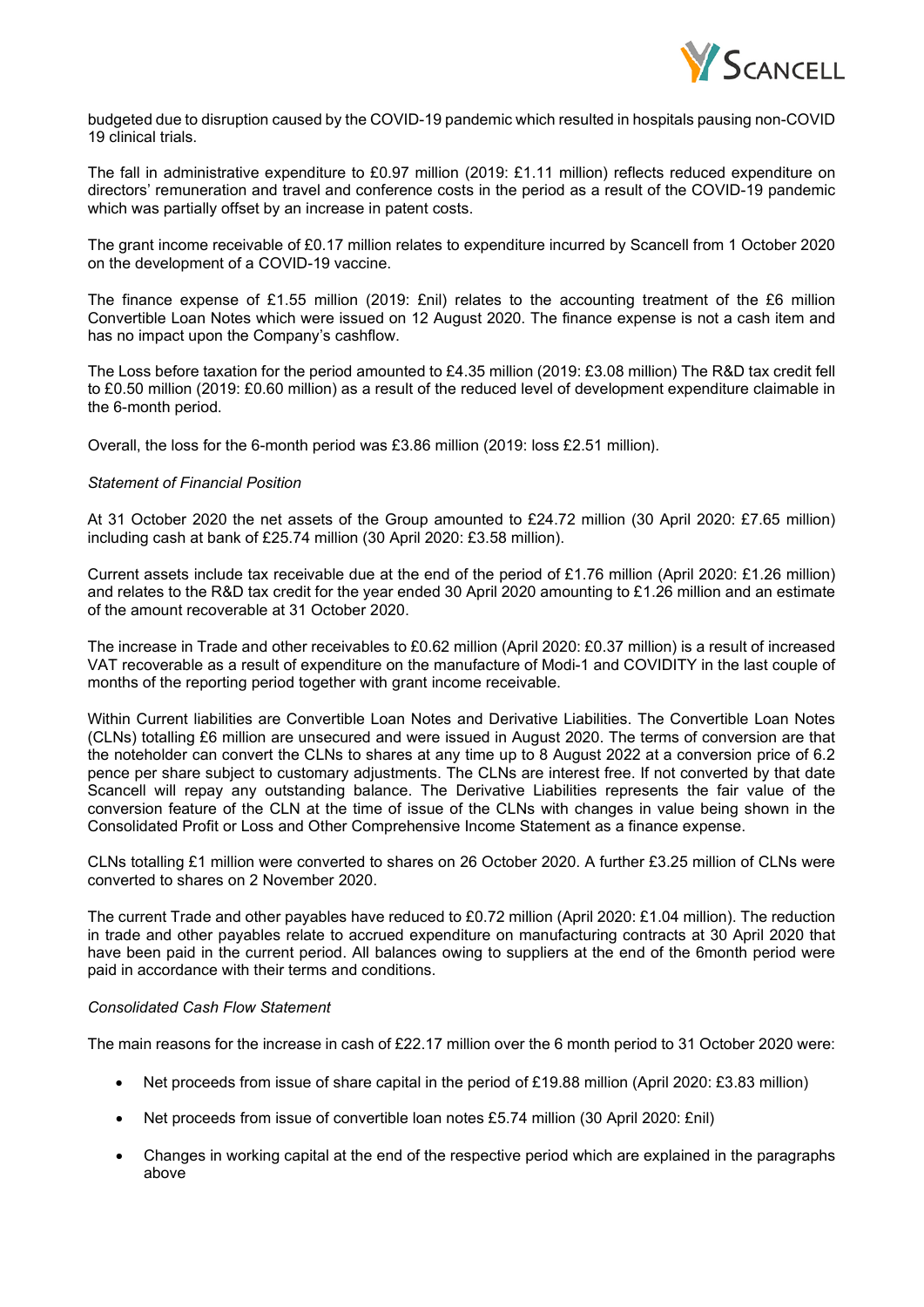budgeted due to disruption caused by the COVID-19 pandemic which resulted in hospitals pausing non-COVID 19 clinical trials.

The fall in administrative expenditure to £0.97 million (2019: £1.11 million) reflects reduced expenditure on directors' remuneration and travel and conference costs in the period as a result of the COVID-19 pandemic which was partially offset by an increase in patent costs.

The grant income receivable of £0.17 million relates to expenditure incurred by Scancell from 1 October 2020 on the development of a COVID-19 vaccine.

The finance expense of £1.55 million (2019: £nil) relates to the accounting treatment of the £6 million Convertible Loan Notes which were issued on 12 August 2020. The finance expense is not a cash item and has no impact upon the Company's cashflow.

The Loss before taxation for the period amounted to £4.35 million (2019: £3.08 million) The R&D tax credit fell to £0.50 million (2019: £0.60 million) as a result of the reduced level of development expenditure claimable in the 6-month period.

Overall, the loss for the 6-month period was £3.86 million (2019: loss £2.51 million).

*Statement of Financial Position*

At 31 October 2020 the net assets of the Group amounted to £24.72 million (30 April 2020: £7.65 million) including cash at bank of £25.74 million (30 April 2020: £3.58 million).

Current assets include tax receivable due at the end of the period of £1.76 million (April 2020: £1.26 million) and relates to the R&D tax credit for the year ended 30 April 2020 amounting to £1.26 million and an estimate of the amount recoverable at 31 October 2020.

The increase in Trade and other receivables to £0.62 million (April 2020: £0.37 million) is a result of increased VAT recoverable as a result of expenditure on the manufacture of Modi-1 and COVIDITY in the last couple of months of the reporting period together with grant income receivable.

Within Current liabilities are Convertible Loan Notes and Derivative Liabilities. The Convertible Loan Notes (CLNs) totalling £6 million are unsecured and were issued in August 2020. The terms of conversion are that the noteholder can convert the CLNs to shares at any time up to 8 August 2022 at a conversion price of 6.2 pence per share subject to customary adjustments. The CLNs are interest free. If not converted by that date Scancell will repay any outstanding balance. The Derivative Liabilities represents the fair value of the conversion feature of the CLN at the time of issue of the CLNs with changes in value being shown in the Consolidated Profit or Loss and Other Comprehensive Income Statement as a finance expense.

CLNs totalling £1 million were converted to shares on 26 October 2020. A further £3.25 million of CLNs were converted to shares on 2 November 2020.

The current Trade and other payables have reduced to £0.72 million (April 2020: £1.04 million). The reduction in trade and other payables relate to accrued expenditure on manufacturing contracts at 30 April 2020 that have been paid in the current period. All balances owing to suppliers at the end of the 6month period were paid in accordance with their terms and conditions.

*Consolidated Cash Flow Statement*

The main reasons for the increase in cash of £22.17 million over the 6 month period to 31 October 2020 were:

- Net proceeds from issue of share capital in the period of £19.88 million (April 2020: £3.83 million)
- Net proceeds from issue of convertible loan notes £5.74 million (30 April 2020: £nil)
- Changes in working capital at the end of the respective period which are explained in the paragraphs above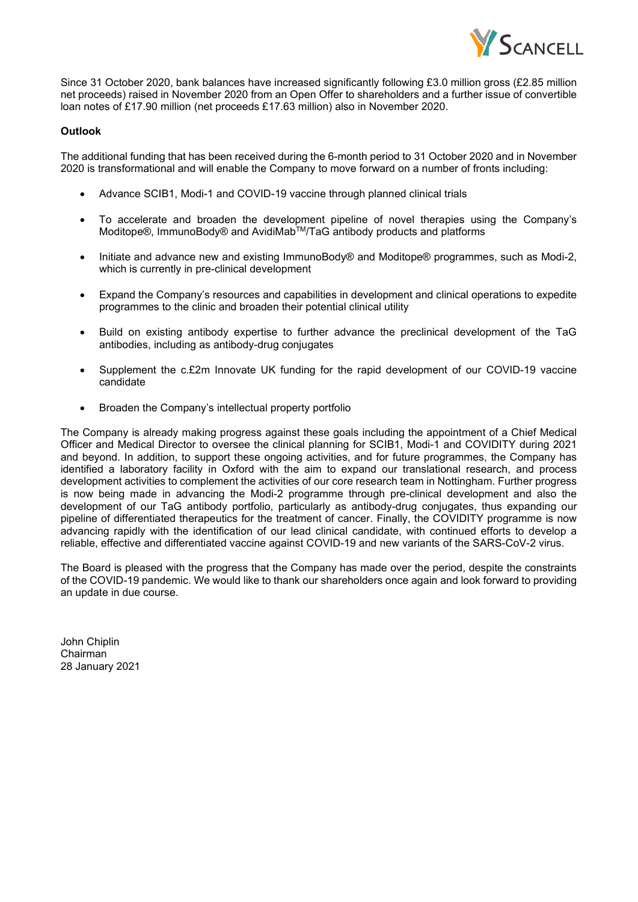Since 31 October 2020, bank balances have increased significantly following £3.0 million gross (£2.85 million net proceeds) raised in November 2020 from an Open Offer to shareholders and a further issue of convertible loan notes of £17.90 million (net proceeds £17.63 million) also in November 2020.

**Outlook**

The additional funding that has been received during the 6-month period to 31 October 2020 and in November 2020 is transformational and will enable the Company to move forward on a number of fronts including:

- Advance SCIB1, Modi-1 and COVID-19 vaccine through planned clinical trials
- To accelerate and broaden the development pipeline of novel therapies using the Company's Moditope®, ImmunoBody® and AvidiMab™/TaG antibody products and platforms
- Initiate and advance new and existing ImmunoBody® and Moditope® programmes, such as Modi-2, which is currently in pre-clinical development
- Expand the Company's resources and capabilities in development and clinical operations to expedite programmes to the clinic and broaden their potential clinical utility
- Build on existing antibody expertise to further advance the preclinical development of the TaG antibodies, including as antibody-drug conjugates
- Supplement the c.£2m Innovate UK funding for the rapid development of our COVID-19 vaccine candidate
- Broaden the Company's intellectual property portfolio

The Company is already making progress against these goals including the appointment of a Chief Medical Officer and Medical Director to oversee the clinical planning for SCIB1, Modi-1 and COVIDITY during 2021 and beyond. In addition, to support these ongoing activities, and for future programmes, the Company has identified a laboratory facility in Oxford with the aim to expand our translational research, and process development activities to complement the activities of our core research team in Nottingham. Further progress is now being made in advancing the Modi-2 programme through pre-clinical development and also the development of our TaG antibody portfolio, particularly as antibody-drug conjugates, thus expanding our pipeline of differentiated therapeutics for the treatment of cancer. Finally, the COVIDITY programme is now advancing rapidly with the identification of our lead clinical candidate, with continued efforts to develop a reliable, effective and differentiated vaccine against COVID-19 and new variants of the SARS-CoV-2 virus.

The Board is pleased with the progress that the Company has made over the period, despite the constraints of the COVID-19 pandemic. We would like to thank our shareholders once again and look forward to providing an update in due course.

John Chiplin
Chairman
28 January 2021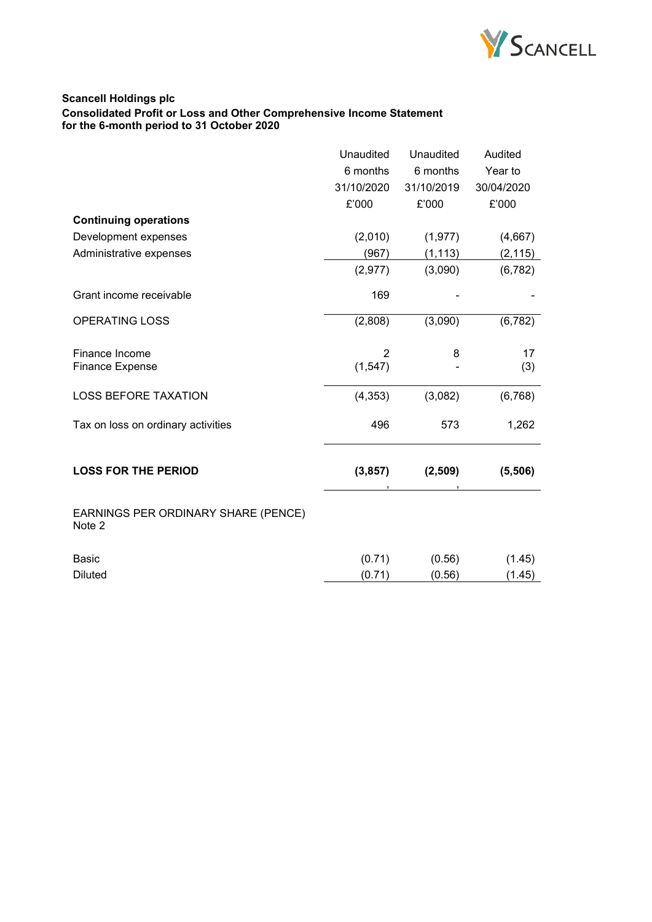**Scancell Holdings plc**
**Consolidated Profit or Loss and Other Comprehensive Income Statement**
**for the 6-month period to 31 October 2020**

| | Unaudited 6 months 31/10/2020 £'000 | Unaudited 6 months 31/10/2019 £'000 | Audited Year to 30/04/2020 £'000 |
|---|---|---|---|
| **Continuing operations** | | | |
| Development expenses | (2,010) | (1,977) | (4,667) |
| Administrative expenses | (967) | (1,113) | (2,115) |
| | (2,977) | (3,090) | (6,782) |
| Grant income receivable | 169 | - | - |
| OPERATING LOSS | (2,808) | (3,090) | (6,782) |
| Finance Income | 2 | 8 | 17 |
| Finance Expense | (1,547) | - | (3) |
| LOSS BEFORE TAXATION | (4,353) | (3,082) | (6,768) |
| Tax on loss on ordinary activities | 496 | 573 | 1,262 |
| **LOSS FOR THE PERIOD** | **(3,857)** | **(2,509)** | **(5,506)** |
| EARNINGS PER ORDINARY SHARE (PENCE) Note 2 | | | |
| Basic | (0.71) | (0.56) | (1.45) |
| Diluted | (0.71) | (0.56) | (1.45) |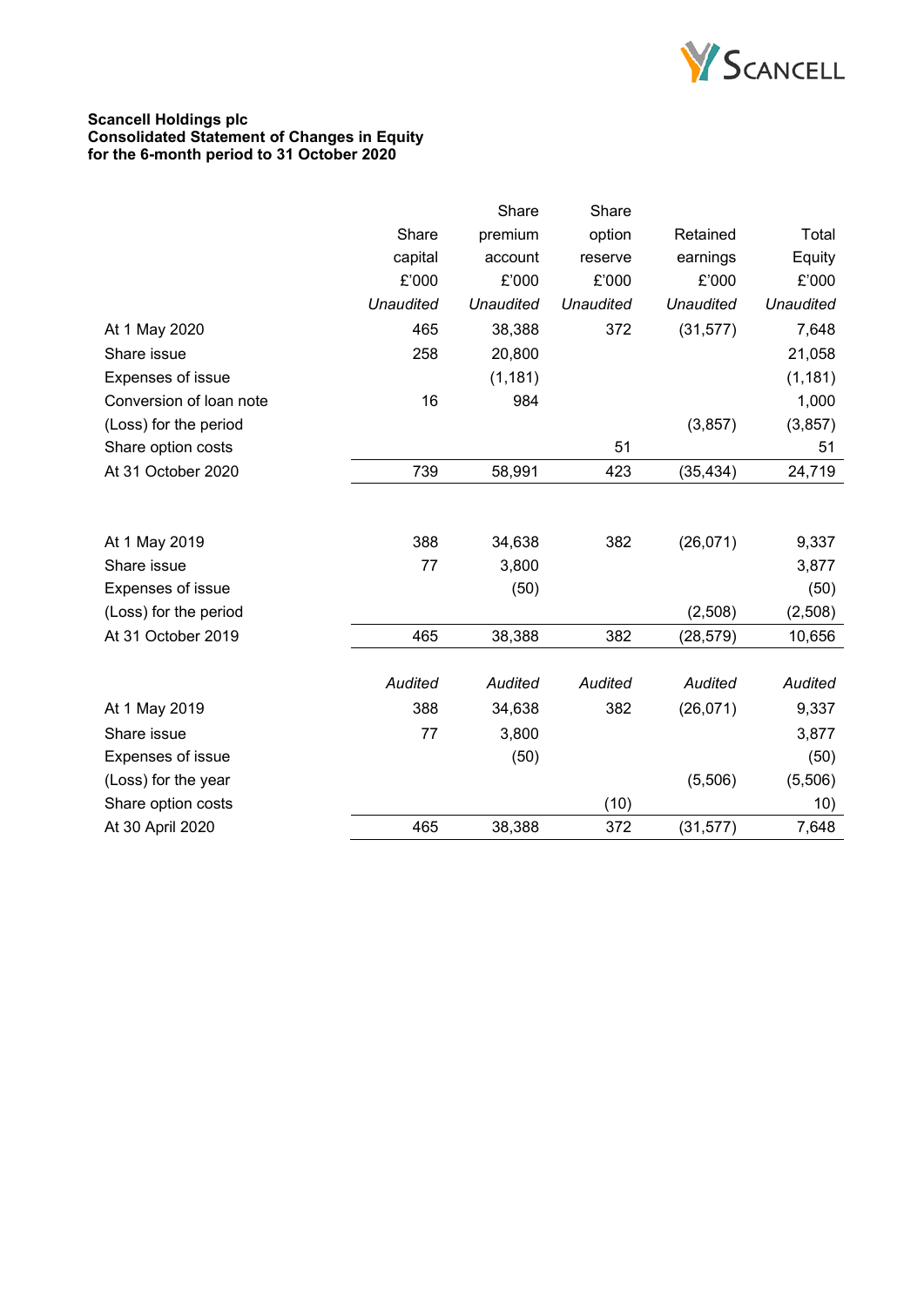**Scancell Holdings plc**
**Consolidated Statement of Changes in Equity**
**for the 6-month period to 31 October 2020**

| | Share capital | Share premium account | Share option reserve | Retained earnings | Total Equity |
|---|---|---|---|---|---|
| | £'000 | £'000 | £'000 | £'000 | £'000 |
| | *Unaudited* | *Unaudited* | *Unaudited* | *Unaudited* | *Unaudited* |
| At 1 May 2020 | 465 | 38,388 | 372 | (31,577) | 7,648 |
| Share issue | 258 | 20,800 | | | 21,058 |
| Expenses of issue | | (1,181) | | | (1,181) |
| Conversion of loan note | 16 | 984 | | | 1,000 |
| (Loss) for the period | | | | (3,857) | (3,857) |
| Share option costs | | | 51 | | 51 |
| At 31 October 2020 | 739 | 58,991 | 423 | (35,434) | 24,719 |
| | | | | | |
| At 1 May 2019 | 388 | 34,638 | 382 | (26,071) | 9,337 |
| Share issue | 77 | 3,800 | | | 3,877 |
| Expenses of issue | | (50) | | | (50) |
| (Loss) for the period | | | | (2,508) | (2,508) |
| At 31 October 2019 | 465 | 38,388 | 382 | (28,579) | 10,656 |
| | | | | | |
| | *Audited* | *Audited* | *Audited* | *Audited* | *Audited* |
| At 1 May 2019 | 388 | 34,638 | 382 | (26,071) | 9,337 |
| Share issue | 77 | 3,800 | | | 3,877 |
| Expenses of issue | | (50) | | | (50) |
| (Loss) for the year | | | | (5,506) | (5,506) |
| Share option costs | | | (10) | | 10) |
| At 30 April 2020 | 465 | 38,388 | 372 | (31,577) | 7,648 |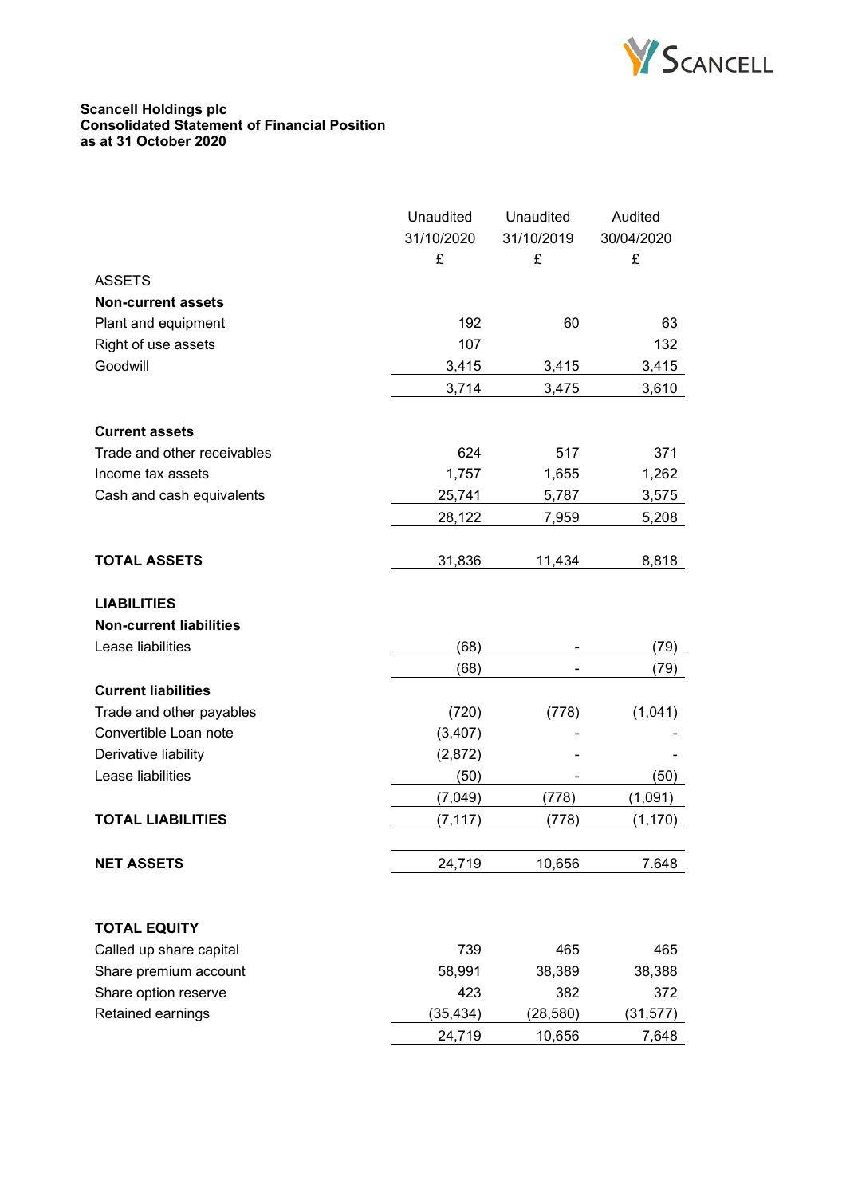**Scancell Holdings plc**
**Consolidated Statement of Financial Position**
**as at 31 October 2020**

| | Unaudited 31/10/2020 £ | Unaudited 31/10/2019 £ | Audited 30/04/2020 £ |
|---|---|---|---|
| ASSETS | | | |
| **Non-current assets** | | | |
| Plant and equipment | 192 | 60 | 63 |
| Right of use assets | 107 | | 132 |
| Goodwill | 3,415 | 3,415 | 3,415 |
| | 3,714 | 3,475 | 3,610 |
| **Current assets** | | | |
| Trade and other receivables | 624 | 517 | 371 |
| Income tax assets | 1,757 | 1,655 | 1,262 |
| Cash and cash equivalents | 25,741 | 5,787 | 3,575 |
| | 28,122 | 7,959 | 5,208 |
| **TOTAL ASSETS** | 31,836 | 11,434 | 8,818 |
| **LIABILITIES** | | | |
| **Non-current liabilities** | | | |
| Lease liabilities | (68) | - | (79) |
| | (68) | - | (79) |
| **Current liabilities** | | | |
| Trade and other payables | (720) | (778) | (1,041) |
| Convertible Loan note | (3,407) | - | - |
| Derivative liability | (2,872) | - | - |
| Lease liabilities | (50) | - | (50) |
| | (7,049) | (778) | (1,091) |
| **TOTAL LIABILITIES** | (7,117) | (778) | (1,170) |
| **NET ASSETS** | 24,719 | 10,656 | 7.648 |
| **TOTAL EQUITY** | | | |
| Called up share capital | 739 | 465 | 465 |
| Share premium account | 58,991 | 38,389 | 38,388 |
| Share option reserve | 423 | 382 | 372 |
| Retained earnings | (35,434) | (28,580) | (31,577) |
| | 24,719 | 10,656 | 7,648 |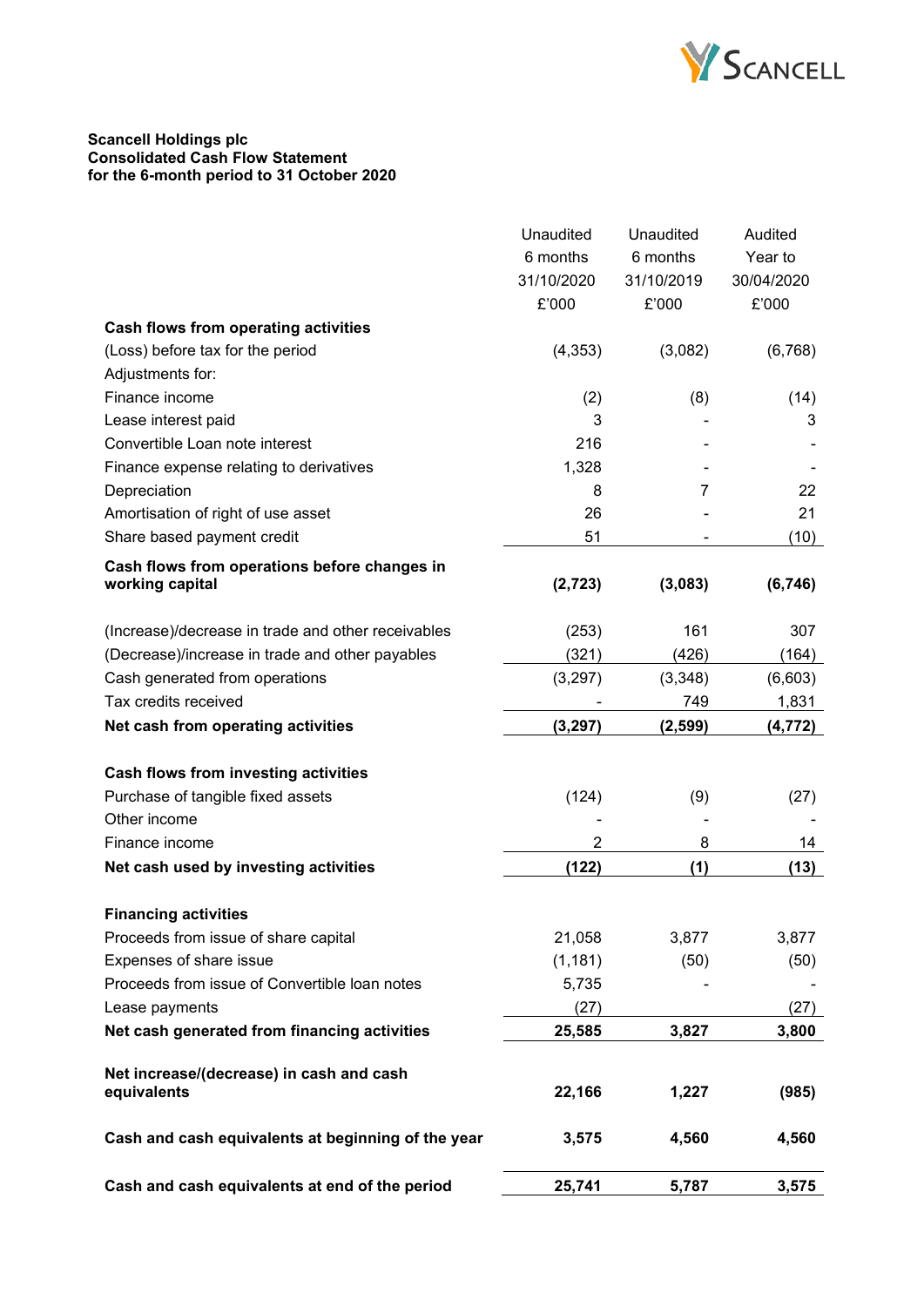**Scancell Holdings plc**
**Consolidated Cash Flow Statement**
**for the 6-month period to 31 October 2020**

| | Unaudited 6 months 31/10/2020 £'000 | Unaudited 6 months 31/10/2019 £'000 | Audited Year to 30/04/2020 £'000 |
|---|---|---|---|
| **Cash flows from operating activities** | | | |
| (Loss) before tax for the period | (4,353) | (3,082) | (6,768) |
| Adjustments for: | | | |
| Finance income | (2) | (8) | (14) |
| Lease interest paid | 3 | - | 3 |
| Convertible Loan note interest | 216 | - | - |
| Finance expense relating to derivatives | 1,328 | - | - |
| Depreciation | 8 | 7 | 22 |
| Amortisation of right of use asset | 26 | - | 21 |
| Share based payment credit | 51 | - | (10) |
| **Cash flows from operations before changes in working capital** | **(2,723)** | **(3,083)** | **(6,746)** |
| (Increase)/decrease in trade and other receivables | (253) | 161 | 307 |
| (Decrease)/increase in trade and other payables | (321) | (426) | (164) |
| Cash generated from operations | (3,297) | (3,348) | (6,603) |
| Tax credits received | - | 749 | 1,831 |
| **Net cash from operating activities** | **(3,297)** | **(2,599)** | **(4,772)** |
| **Cash flows from investing activities** | | | |
| Purchase of tangible fixed assets | (124) | (9) | (27) |
| Other income | - | - | - |
| Finance income | 2 | 8 | 14 |
| **Net cash used by investing activities** | **(122)** | **(1)** | **(13)** |
| **Financing activities** | | | |
| Proceeds from issue of share capital | 21,058 | 3,877 | 3,877 |
| Expenses of share issue | (1,181) | (50) | (50) |
| Proceeds from issue of Convertible loan notes | 5,735 | - | - |
| Lease payments | (27) | | (27) |
| **Net cash generated from financing activities** | **25,585** | **3,827** | **3,800** |
| **Net increase/(decrease) in cash and cash equivalents** | **22,166** | **1,227** | **(985)** |
| **Cash and cash equivalents at beginning of the year** | **3,575** | **4,560** | **4,560** |
| **Cash and cash equivalents at end of the period** | **25,741** | **5,787** | **3,575** |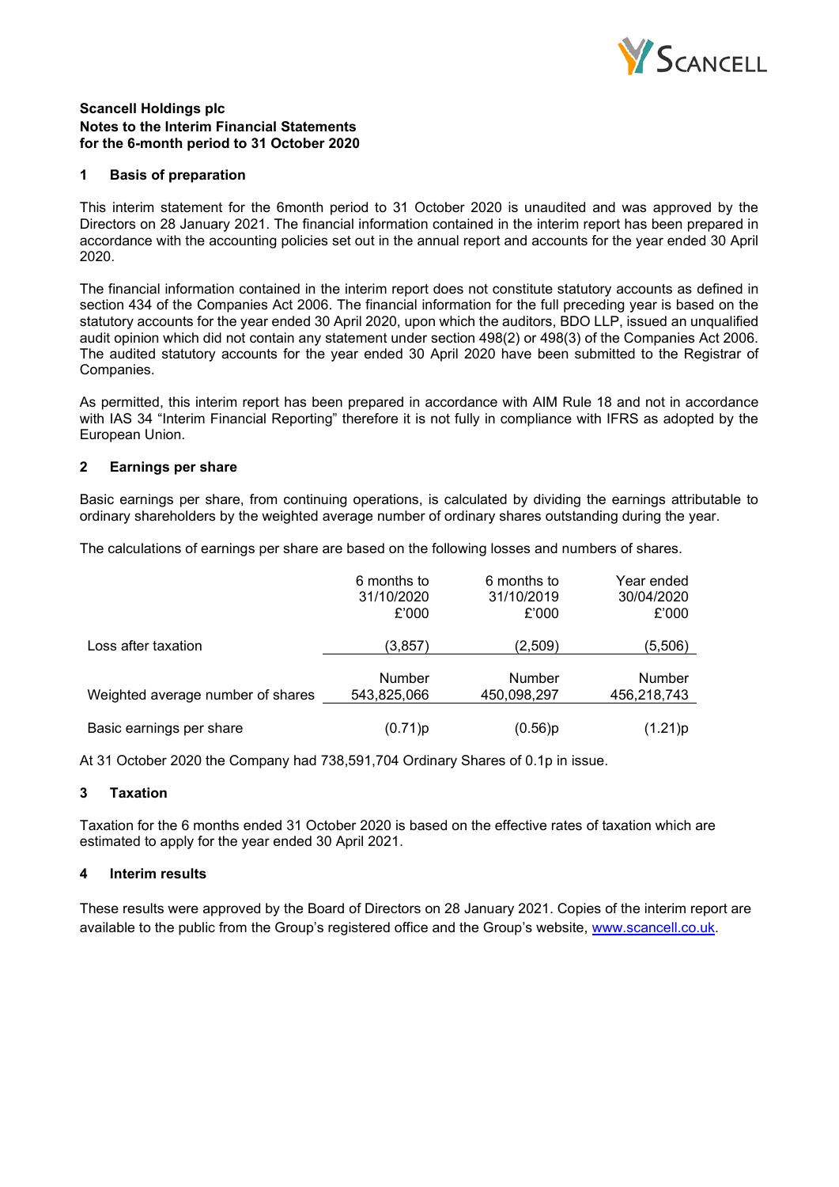**Scancell Holdings plc**
**Notes to the Interim Financial Statements**
**for the 6-month period to 31 October 2020**

## 1 Basis of preparation

This interim statement for the 6month period to 31 October 2020 is unaudited and was approved by the Directors on 28 January 2021. The financial information contained in the interim report has been prepared in accordance with the accounting policies set out in the annual report and accounts for the year ended 30 April 2020.

The financial information contained in the interim report does not constitute statutory accounts as defined in section 434 of the Companies Act 2006. The financial information for the full preceding year is based on the statutory accounts for the year ended 30 April 2020, upon which the auditors, BDO LLP, issued an unqualified audit opinion which did not contain any statement under section 498(2) or 498(3) of the Companies Act 2006. The audited statutory accounts for the year ended 30 April 2020 have been submitted to the Registrar of Companies.

As permitted, this interim report has been prepared in accordance with AIM Rule 18 and not in accordance with IAS 34 "Interim Financial Reporting" therefore it is not fully in compliance with IFRS as adopted by the European Union.

## 2 Earnings per share

Basic earnings per share, from continuing operations, is calculated by dividing the earnings attributable to ordinary shareholders by the weighted average number of ordinary shares outstanding during the year.

The calculations of earnings per share are based on the following losses and numbers of shares.

| | 6 months to 31/10/2020 £'000 | 6 months to 31/10/2019 £'000 | Year ended 30/04/2020 £'000 |
|---|---|---|---|
| Loss after taxation | (3,857) | (2,509) | (5,506) |
| | Number | Number | Number |
| Weighted average number of shares | 543,825,066 | 450,098,297 | 456,218,743 |
| Basic earnings per share | (0.71)p | (0.56)p | (1.21)p |

At 31 October 2020 the Company had 738,591,704 Ordinary Shares of 0.1p in issue.

## 3 Taxation

Taxation for the 6 months ended 31 October 2020 is based on the effective rates of taxation which are estimated to apply for the year ended 30 April 2021.

## 4 Interim results

These results were approved by the Board of Directors on 28 January 2021. Copies of the interim report are available to the public from the Group's registered office and the Group's website, www.scancell.co.uk.